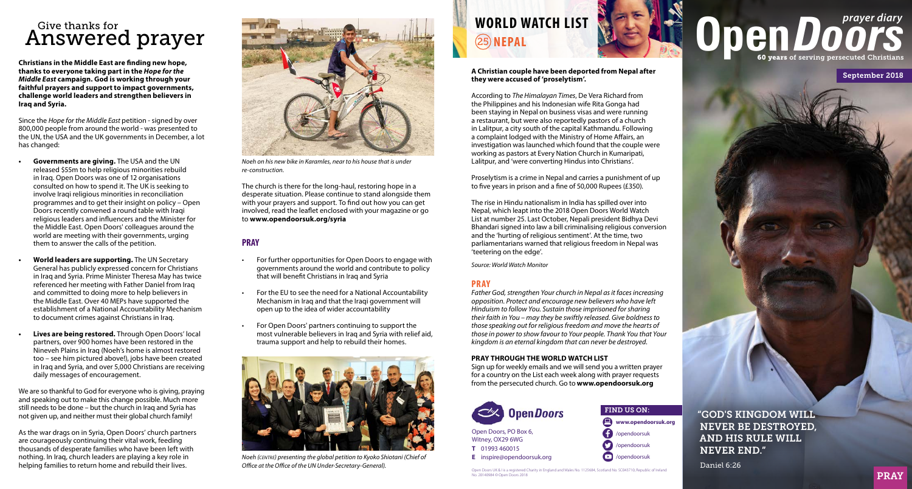# Give thanks for Answered prayer

**Christians in the Middle East are finding new hope, thanks to everyone taking part in the *Hope for the Middle East* campaign. God is working through your faithful prayers and support to impact governments, challenge world leaders and strengthen believers in Iraq and Syria.**

Since the *Hope for the Middle East* petition - signed by over 800,000 people from around the world - was presented to the UN, the USA and the UK governments in December, a lot has changed:

- **Governments are giving.** The USA and the UN released $55m to help religious minorities rebuild in Iraq. Open Doors was one of 12 organisations consulted on how to spend it. The UK is seeking to involve Iraqi religious minorities in reconciliation programmes and to get their insight on policy – Open Doors recently convened a round table with Iraqi religious leaders and influencers and the Minister for the Middle East. Open Doors' colleagues around the world are meeting with their governments, urging them to answer the calls of the petition.
- **World leaders are supporting.** The UN Secretary General has publicly expressed concern for Christians in Iraq and Syria. Prime Minister Theresa May has twice referenced her meeting with Father Daniel from Iraq and committed to doing more to help believers in the Middle East. Over 40 MEPs have supported the establishment of a National Accountability Mechanism to document crimes against Christians in Iraq.
- **Lives are being restored.** Through Open Doors' local partners, over 900 homes have been restored in the Nineveh Plains in Iraq (Noeh's home is almost restored too – see him pictured above!), jobs have been created in Iraq and Syria, and over 5,000 Christians are receiving daily messages of encouragement.

We are so thankful to God for everyone who is giving, praying and speaking out to make this change possible. Much more still needs to be done – but the church in Iraq and Syria has not given up, and neither must their global church family!

As the war drags on in Syria, Open Doors' church partners are courageously continuing their vital work, feeding thousands of desperate families who have been left with nothing. In Iraq, church leaders are playing a key role in helping families to return home and rebuild their lives.

*Noeh on his new bike in Karamles, near to his house that is under re-construction.*

The church is there for the long-haul, restoring hope in a desperate situation. Please continue to stand alongside them with your prayers and support. To find out how you can get involved, read the leaflet enclosed with your magazine or go to **www.opendoorsuk.org/syria**

## PRAY

- For further opportunities for Open Doors to engage with governments around the world and contribute to policy that will benefit Christians in Iraq and Syria
- For the EU to see the need for a National Accountability Mechanism in Iraq and that the Iraqi government will open up to the idea of wider accountability
- For Open Doors' partners continuing to support the most vulnerable believers in Iraq and Syria with relief aid, trauma support and help to rebuild their homes.

*Noeh (CENTRE) presenting the global petition to Kyoko Shiotani (Chief of Office at the Office of the UN Under-Secretary-General).*

# WORLD WATCH LIST
## 25 NEPAL

**A Christian couple have been deported from Nepal after they were accused of 'proselytism'.**

According to *The Himalayan Times*, De Vera Richard from the Philippines and his Indonesian wife Rita Gonga had been staying in Nepal on business visas and were running a restaurant, but were also reportedly pastors of a church in Lalitpur, a city south of the capital Kathmandu. Following a complaint lodged with the Ministry of Home Affairs, an investigation was launched which found that the couple were working as pastors at Every Nation Church in Kumaripati, Lalitpur, and 'were converting Hindus into Christians'.

Proselytism is a crime in Nepal and carries a punishment of up to five years in prison and a fine of 50,000 Rupees (£350).

The rise in Hindu nationalism in India has spilled over into Nepal, which leapt into the 2018 Open Doors World Watch List at number 25. Last October, Nepali president Bidhya Devi Bhandari signed into law a bill criminalising religious conversion and the 'hurting of religious sentiment'. At the time, two parliamentarians warned that religious freedom in Nepal was 'teetering on the edge'.

*Source: World Watch Monitor*

## PRAY

*Father God, strengthen Your church in Nepal as it faces increasing opposition. Protect and encourage new believers who have left Hinduism to follow You. Sustain those imprisoned for sharing their faith in You – may they be swiftly released. Give boldness to those speaking out for religious freedom and move the hearts of those in power to show favour to Your people. Thank You that Your kingdom is an eternal kingdom that can never be destroyed.*

### PRAY THROUGH THE WORLD WATCH LIST

Sign up for weekly emails and we will send you a written prayer for a country on the List each week along with prayer requests from the persecuted church. Go to **www.opendoorsuk.org**

Open Doors

Open Doors, PO Box 6, Witney, OX29 6WG
**T** 01993 460015
**E** inspire@opendoorsuk.org

**FIND US ON:**
www.opendoorsuk.org
/opendoorsuk
/opendoorsuk
/opendoorsuk

Open Doors UK & I is a registered Charity in England and Wales No. 1125684, Scotland No. SC043710, Republic of Ireland No. 20140984 © Open Doors 2018

# Open Doors prayer diary

60 years of serving persecuted Christians

September 2018

"GOD'S KINGDOM WILL NEVER BE DESTROYED, AND HIS RULE WILL NEVER END."

Daniel 6:26

PRAY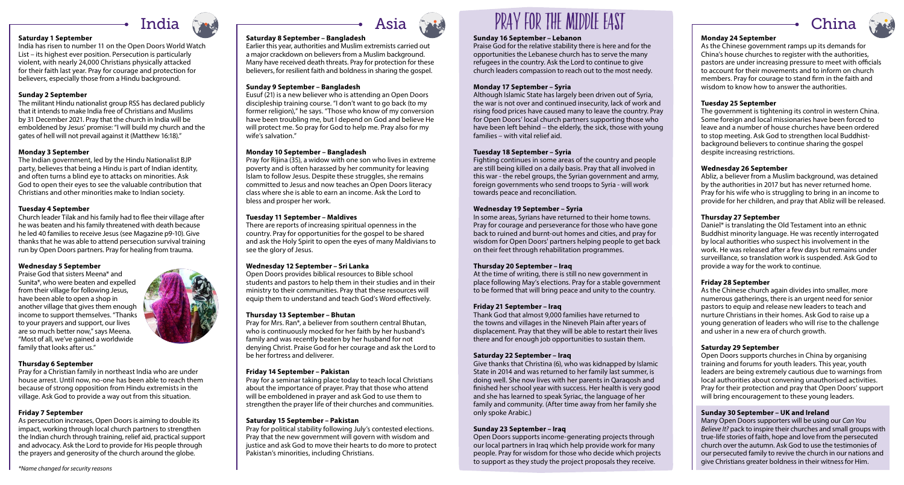# India

### Saturday 1 September

India has risen to number 11 on the Open Doors World Watch List – its highest ever position. Persecution is particularly violent, with nearly 24,000 Christians physically attacked for their faith last year. Pray for courage and protection for believers, especially those from a Hindu background.

### Sunday 2 September

The militant Hindu nationalist group RSS has declared publicly that it intends to make India free of Christians and Muslims by 31 December 2021. Pray that the church in India will be emboldened by Jesus' promise: "I will build my church and the gates of hell will not prevail against it (Matthew 16:18)."

### Monday 3 September

The Indian government, led by the Hindu Nationalist BJP party, believes that being a Hindu is part of Indian identity, and often turns a blind eye to attacks on minorities. Ask God to open their eyes to see the valuable contribution that Christians and other minorities make to Indian society.

### Tuesday 4 September

Church leader Tilak and his family had to flee their village after he was beaten and his family threatened with death because he led 40 families to receive Jesus (see Magazine p9-10). Give thanks that he was able to attend persecution survival training run by Open Doors partners. Pray for healing from trauma.

### Wednesday 5 September

Praise God that sisters Meena* and Sunita*, who were beaten and expelled from their village for following Jesus, have been able to open a shop in another village that gives them enough income to support themselves. "Thanks to your prayers and support, our lives are so much better now," says Meena. "Most of all, we've gained a worldwide family that looks after us."

### Thursday 6 September

Pray for a Christian family in northeast India who are under house arrest. Until now, no-one has been able to reach them because of strong opposition from Hindu extremists in the village. Ask God to provide a way out from this situation.

### Friday 7 September

As persecution increases, Open Doors is aiming to double its impact, working through local church partners to strengthen the Indian church through training, relief aid, practical support and advocacy. Ask the Lord to provide for His people through the prayers and generosity of the church around the globe.

*Name changed for security reasons

# Asia

### Saturday 8 September – Bangladesh

Earlier this year, authorities and Muslim extremists carried out a major crackdown on believers from a Muslim background. Many have received death threats. Pray for protection for these believers, for resilient faith and boldness in sharing the gospel.

### Sunday 9 September – Bangladesh

Eusuf (21) is a new believer who is attending an Open Doors discipleship training course. "I don't want to go back (to my former religion)," he says. "Those who know of my conversion have been troubling me, but I depend on God and believe He will protect me. So pray for God to help me. Pray also for my wife's salvation."

### Monday 10 September – Bangladesh

Pray for Rijina (35), a widow with one son who lives in extreme poverty and is often harassed by her community for leaving Islam to follow Jesus. Despite these struggles, she remains committed to Jesus and now teaches an Open Doors literacy class where she is able to earn an income. Ask the Lord to bless and prosper her work.

### Tuesday 11 September – Maldives

There are reports of increasing spiritual openness in the country. Pray for opportunities for the gospel to be shared and ask the Holy Spirit to open the eyes of many Maldivians to see the glory of Jesus.

### Wednesday 12 September – Sri Lanka

Open Doors provides biblical resources to Bible school students and pastors to help them in their studies and in their ministry to their communities. Pray that these resources will equip them to understand and teach God's Word effectively.

### Thursday 13 September – Bhutan

Pray for Mrs. Ran*, a believer from southern central Bhutan, who is continuously mocked for her faith by her husband's family and was recently beaten by her husband for not denying Christ. Praise God for her courage and ask the Lord to be her fortress and deliverer.

### Friday 14 September – Pakistan

Pray for a seminar taking place today to teach local Christians about the importance of prayer. Pray that those who attend will be emboldened in prayer and ask God to use them to strengthen the prayer life of their churches and communities.

### Saturday 15 September – Pakistan

Pray for political stability following July's contested elections. Pray that the new government will govern with wisdom and justice and ask God to move their hearts to do more to protect Pakistan's minorities, including Christians.

# Pray for the Middle East

### Sunday 16 September – Lebanon

Praise God for the relative stability there is here and for the opportunities the Lebanese church has to serve the many refugees in the country. Ask the Lord to continue to give church leaders compassion to reach out to the most needy.

### Monday 17 September – Syria

Although Islamic State has largely been driven out of Syria, the war is not over and continued insecurity, lack of work and rising food prices have caused many to leave the country. Pray for Open Doors' local church partners supporting those who have been left behind – the elderly, the sick, those with young families – with vital relief aid.

### Tuesday 18 September – Syria

Fighting continues in some areas of the country and people are still being killed on a daily basis. Pray that all involved in this war - the rebel groups, the Syrian government and army, foreign governments who send troops to Syria - will work towards peace and reconciliation.

### Wednesday 19 September – Syria

In some areas, Syrians have returned to their home towns. Pray for courage and perseverance for those who have gone back to ruined and burnt-out homes and cities, and pray for wisdom for Open Doors' partners helping people to get back on their feet through rehabilitation programmes.

### Thursday 20 September – Iraq

At the time of writing, there is still no new government in place following May's elections. Pray for a stable government to be formed that will bring peace and unity to the country.

### Friday 21 September – Iraq

Thank God that almost 9,000 families have returned to the towns and villages in the Nineveh Plain after years of displacement. Pray that they will be able to restart their lives there and for enough job opportunities to sustain them.

### Saturday 22 September – Iraq

Give thanks that Christina (6), who was kidnapped by Islamic State in 2014 and was returned to her family last summer, is doing well. She now lives with her parents in Qaraqosh and finished her school year with success. Her health is very good and she has learned to speak Syriac, the language of her family and community. (After time away from her family she only spoke Arabic.)

### Sunday 23 September – Iraq

Open Doors supports income-generating projects through our local partners in Iraq which help provide work for many people. Pray for wisdom for those who decide which projects to support as they study the project proposals they receive.

# China

### Monday 24 September

As the Chinese government ramps up its demands for China's house churches to register with the authorities, pastors are under increasing pressure to meet with officials to account for their movements and to inform on church members. Pray for courage to stand firm in the faith and wisdom to know how to answer the authorities.

### Tuesday 25 September

The government is tightening its control in western China. Some foreign and local missionaries have been forced to leave and a number of house churches have been ordered to stop meeting. Ask God to strengthen local Buddhist-background believers to continue sharing the gospel despite increasing restrictions.

### Wednesday 26 September

Abliz, a believer from a Muslim background, was detained by the authorities in 2017 but has never returned home. Pray for his wife who is struggling to bring in an income to provide for her children, and pray that Abliz will be released.

### Thursday 27 September

Daniel* is translating the Old Testament into an ethnic Buddhist minority language. He was recently interrogated by local authorities who suspect his involvement in the work. He was released after a few days but remains under surveillance, so translation work is suspended. Ask God to provide a way for the work to continue.

### Friday 28 September

As the Chinese church again divides into smaller, more numerous gatherings, there is an urgent need for senior pastors to equip and release new leaders to teach and nurture Christians in their homes. Ask God to raise up a young generation of leaders who will rise to the challenge and usher in a new era of church growth.

### Saturday 29 September

Open Doors supports churches in China by organising training and forums for youth leaders. This year, youth leaders are being extremely cautious due to warnings from local authorities about convening unauthorised activities. Pray for their protection and pray that Open Doors' support will bring encouragement to these young leaders.

### Sunday 30 September – UK and Ireland

Many Open Doors supporters will be using our *Can You Believe It?* pack to inspire their churches and small groups with true-life stories of faith, hope and love from the persecuted church over the autumn. Ask God to use the testimonies of our persecuted family to revive the church in our nations and give Christians greater boldness in their witness for Him.